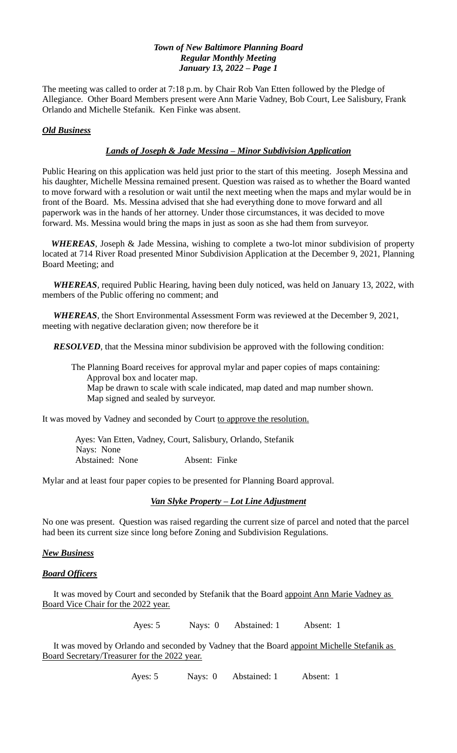***Town of New Baltimore Planning Board***
***Regular Monthly Meeting***
***January 13, 2022 – Page 1***

The meeting was called to order at 7:18 p.m. by Chair Rob Van Etten followed by the Pledge of Allegiance. Other Board Members present were Ann Marie Vadney, Bob Court, Lee Salisbury, Frank Orlando and Michelle Stefanik. Ken Finke was absent.

***Old Business***

***Lands of Joseph & Jade Messina – Minor Subdivision Application***

Public Hearing on this application was held just prior to the start of this meeting. Joseph Messina and his daughter, Michelle Messina remained present. Question was raised as to whether the Board wanted to move forward with a resolution or wait until the next meeting when the maps and mylar would be in front of the Board. Ms. Messina advised that she had everything done to move forward and all paperwork was in the hands of her attorney. Under those circumstances, it was decided to move forward. Ms. Messina would bring the maps in just as soon as she had them from surveyor.

***WHEREAS***, Joseph & Jade Messina, wishing to complete a two-lot minor subdivision of property located at 714 River Road presented Minor Subdivision Application at the December 9, 2021, Planning Board Meeting; and

***WHEREAS***, required Public Hearing, having been duly noticed, was held on January 13, 2022, with members of the Public offering no comment; and

***WHEREAS***, the Short Environmental Assessment Form was reviewed at the December 9, 2021, meeting with negative declaration given; now therefore be it

***RESOLVED***, that the Messina minor subdivision be approved with the following condition:

The Planning Board receives for approval mylar and paper copies of maps containing:
Approval box and locater map.
Map be drawn to scale with scale indicated, map dated and map number shown.
Map signed and sealed by surveyor.

It was moved by Vadney and seconded by Court to approve the resolution.

Ayes: Van Etten, Vadney, Court, Salisbury, Orlando, Stefanik
Nays: None
Abstained: None Absent: Finke

Mylar and at least four paper copies to be presented for Planning Board approval.

***Van Slyke Property – Lot Line Adjustment***

No one was present. Question was raised regarding the current size of parcel and noted that the parcel had been its current size since long before Zoning and Subdivision Regulations.

***New Business***

***Board Officers***

It was moved by Court and seconded by Stefanik that the Board appoint Ann Marie Vadney as Board Vice Chair for the 2022 year.

Ayes: 5 Nays: 0 Abstained: 1 Absent: 1

It was moved by Orlando and seconded by Vadney that the Board appoint Michelle Stefanik as Board Secretary/Treasurer for the 2022 year.

Ayes: 5 Nays: 0 Abstained: 1 Absent: 1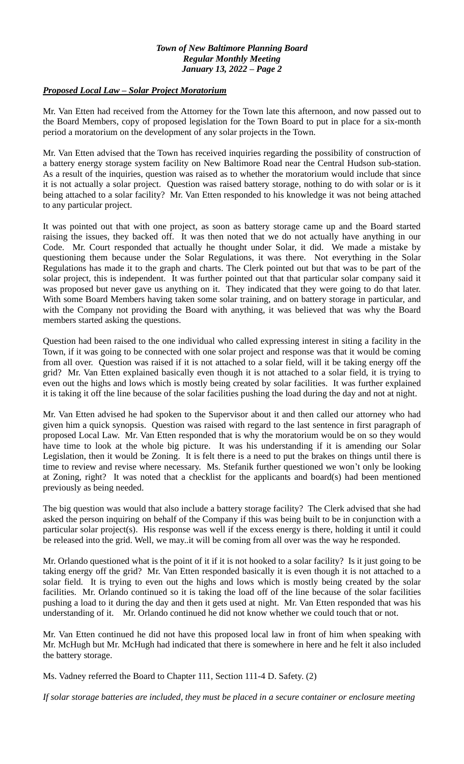***Proposed Local Law – Solar Project Moratorium***

Mr. Van Etten had received from the Attorney for the Town late this afternoon, and now passed out to the Board Members, copy of proposed legislation for the Town Board to put in place for a six-month period a moratorium on the development of any solar projects in the Town.

Mr. Van Etten advised that the Town has received inquiries regarding the possibility of construction of a battery energy storage system facility on New Baltimore Road near the Central Hudson sub-station. As a result of the inquiries, question was raised as to whether the moratorium would include that since it is not actually a solar project. Question was raised battery storage, nothing to do with solar or is it being attached to a solar facility? Mr. Van Etten responded to his knowledge it was not being attached to any particular project.

It was pointed out that with one project, as soon as battery storage came up and the Board started raising the issues, they backed off. It was then noted that we do not actually have anything in our Code. Mr. Court responded that actually he thought under Solar, it did. We made a mistake by questioning them because under the Solar Regulations, it was there. Not everything in the Solar Regulations has made it to the graph and charts. The Clerk pointed out but that was to be part of the solar project, this is independent. It was further pointed out that that particular solar company said it was proposed but never gave us anything on it. They indicated that they were going to do that later. With some Board Members having taken some solar training, and on battery storage in particular, and with the Company not providing the Board with anything, it was believed that was why the Board members started asking the questions.

Question had been raised to the one individual who called expressing interest in siting a facility in the Town, if it was going to be connected with one solar project and response was that it would be coming from all over. Question was raised if it is not attached to a solar field, will it be taking energy off the grid? Mr. Van Etten explained basically even though it is not attached to a solar field, it is trying to even out the highs and lows which is mostly being created by solar facilities. It was further explained it is taking it off the line because of the solar facilities pushing the load during the day and not at night.

Mr. Van Etten advised he had spoken to the Supervisor about it and then called our attorney who had given him a quick synopsis. Question was raised with regard to the last sentence in first paragraph of proposed Local Law. Mr. Van Etten responded that is why the moratorium would be on so they would have time to look at the whole big picture. It was his understanding if it is amending our Solar Legislation, then it would be Zoning. It is felt there is a need to put the brakes on things until there is time to review and revise where necessary. Ms. Stefanik further questioned we won't only be looking at Zoning, right? It was noted that a checklist for the applicants and board(s) had been mentioned previously as being needed.

The big question was would that also include a battery storage facility? The Clerk advised that she had asked the person inquiring on behalf of the Company if this was being built to be in conjunction with a particular solar project(s). His response was well if the excess energy is there, holding it until it could be released into the grid. Well, we may..it will be coming from all over was the way he responded.

Mr. Orlando questioned what is the point of it if it is not hooked to a solar facility? Is it just going to be taking energy off the grid? Mr. Van Etten responded basically it is even though it is not attached to a solar field. It is trying to even out the highs and lows which is mostly being created by the solar facilities. Mr. Orlando continued so it is taking the load off of the line because of the solar facilities pushing a load to it during the day and then it gets used at night. Mr. Van Etten responded that was his understanding of it. Mr. Orlando continued he did not know whether we could touch that or not.

Mr. Van Etten continued he did not have this proposed local law in front of him when speaking with Mr. McHugh but Mr. McHugh had indicated that there is somewhere in here and he felt it also included the battery storage.

Ms. Vadney referred the Board to Chapter 111, Section 111-4 D. Safety. (2)

*If solar storage batteries are included, they must be placed in a secure container or enclosure meeting*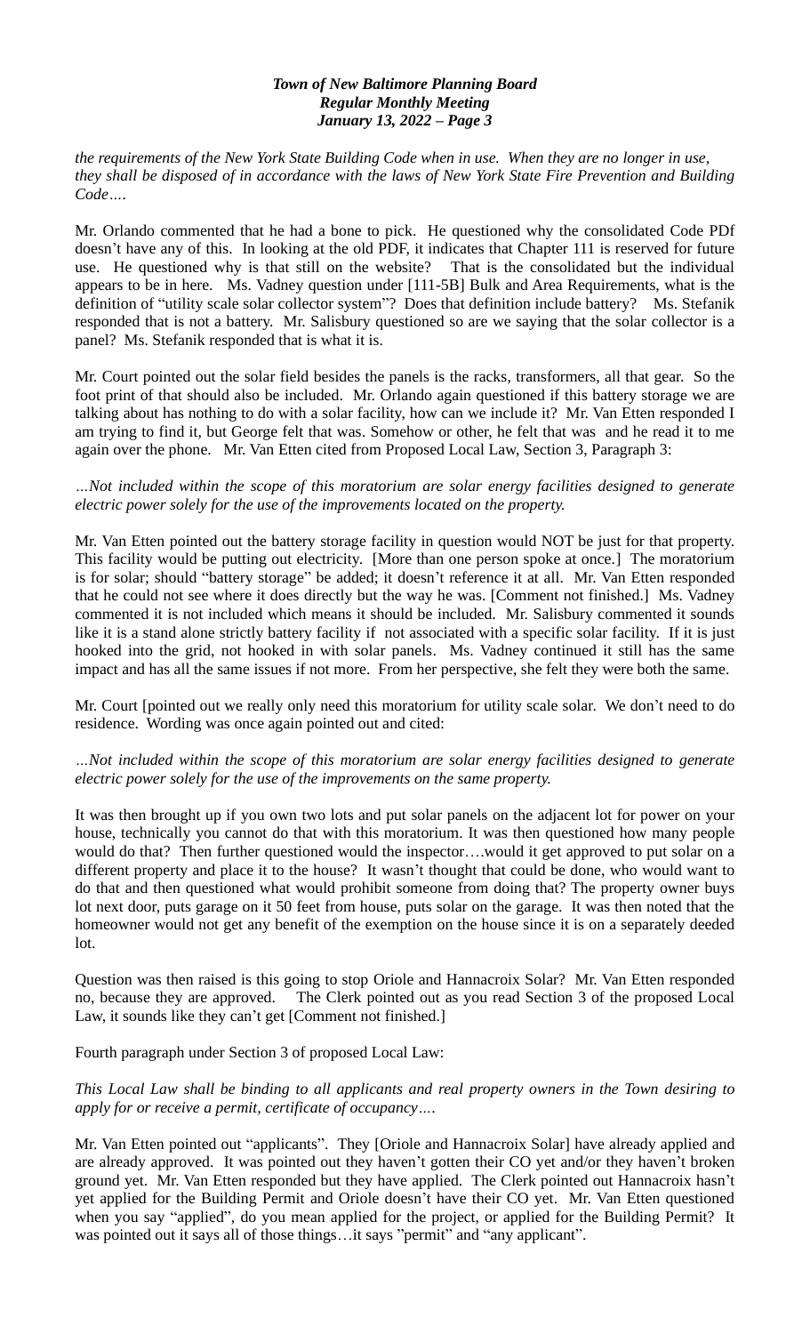*the requirements of the New York State Building Code when in use. When they are no longer in use, they shall be disposed of in accordance with the laws of New York State Fire Prevention and Building Code….*

Mr. Orlando commented that he had a bone to pick. He questioned why the consolidated Code PDf doesn't have any of this. In looking at the old PDF, it indicates that Chapter 111 is reserved for future use. He questioned why is that still on the website? That is the consolidated but the individual appears to be in here. Ms. Vadney question under [111-5B] Bulk and Area Requirements, what is the definition of "utility scale solar collector system"? Does that definition include battery? Ms. Stefanik responded that is not a battery. Mr. Salisbury questioned so are we saying that the solar collector is a panel? Ms. Stefanik responded that is what it is.

Mr. Court pointed out the solar field besides the panels is the racks, transformers, all that gear. So the foot print of that should also be included. Mr. Orlando again questioned if this battery storage we are talking about has nothing to do with a solar facility, how can we include it? Mr. Van Etten responded I am trying to find it, but George felt that was. Somehow or other, he felt that was and he read it to me again over the phone. Mr. Van Etten cited from Proposed Local Law, Section 3, Paragraph 3:

*…Not included within the scope of this moratorium are solar energy facilities designed to generate electric power solely for the use of the improvements located on the property.*

Mr. Van Etten pointed out the battery storage facility in question would NOT be just for that property. This facility would be putting out electricity. [More than one person spoke at once.] The moratorium is for solar; should "battery storage" be added; it doesn't reference it at all. Mr. Van Etten responded that he could not see where it does directly but the way he was. [Comment not finished.] Ms. Vadney commented it is not included which means it should be included. Mr. Salisbury commented it sounds like it is a stand alone strictly battery facility if not associated with a specific solar facility. If it is just hooked into the grid, not hooked in with solar panels. Ms. Vadney continued it still has the same impact and has all the same issues if not more. From her perspective, she felt they were both the same.

Mr. Court [pointed out we really only need this moratorium for utility scale solar. We don't need to do residence. Wording was once again pointed out and cited:

*…Not included within the scope of this moratorium are solar energy facilities designed to generate electric power solely for the use of the improvements on the same property.*

It was then brought up if you own two lots and put solar panels on the adjacent lot for power on your house, technically you cannot do that with this moratorium. It was then questioned how many people would do that? Then further questioned would the inspector….would it get approved to put solar on a different property and place it to the house? It wasn't thought that could be done, who would want to do that and then questioned what would prohibit someone from doing that? The property owner buys lot next door, puts garage on it 50 feet from house, puts solar on the garage. It was then noted that the homeowner would not get any benefit of the exemption on the house since it is on a separately deeded lot.

Question was then raised is this going to stop Oriole and Hannacroix Solar? Mr. Van Etten responded no, because they are approved. The Clerk pointed out as you read Section 3 of the proposed Local Law, it sounds like they can't get [Comment not finished.]

Fourth paragraph under Section 3 of proposed Local Law:

*This Local Law shall be binding to all applicants and real property owners in the Town desiring to apply for or receive a permit, certificate of occupancy….*

Mr. Van Etten pointed out "applicants". They [Oriole and Hannacroix Solar] have already applied and are already approved. It was pointed out they haven't gotten their CO yet and/or they haven't broken ground yet. Mr. Van Etten responded but they have applied. The Clerk pointed out Hannacroix hasn't yet applied for the Building Permit and Oriole doesn't have their CO yet. Mr. Van Etten questioned when you say "applied", do you mean applied for the project, or applied for the Building Permit? It was pointed out it says all of those things…it says "permit" and "any applicant".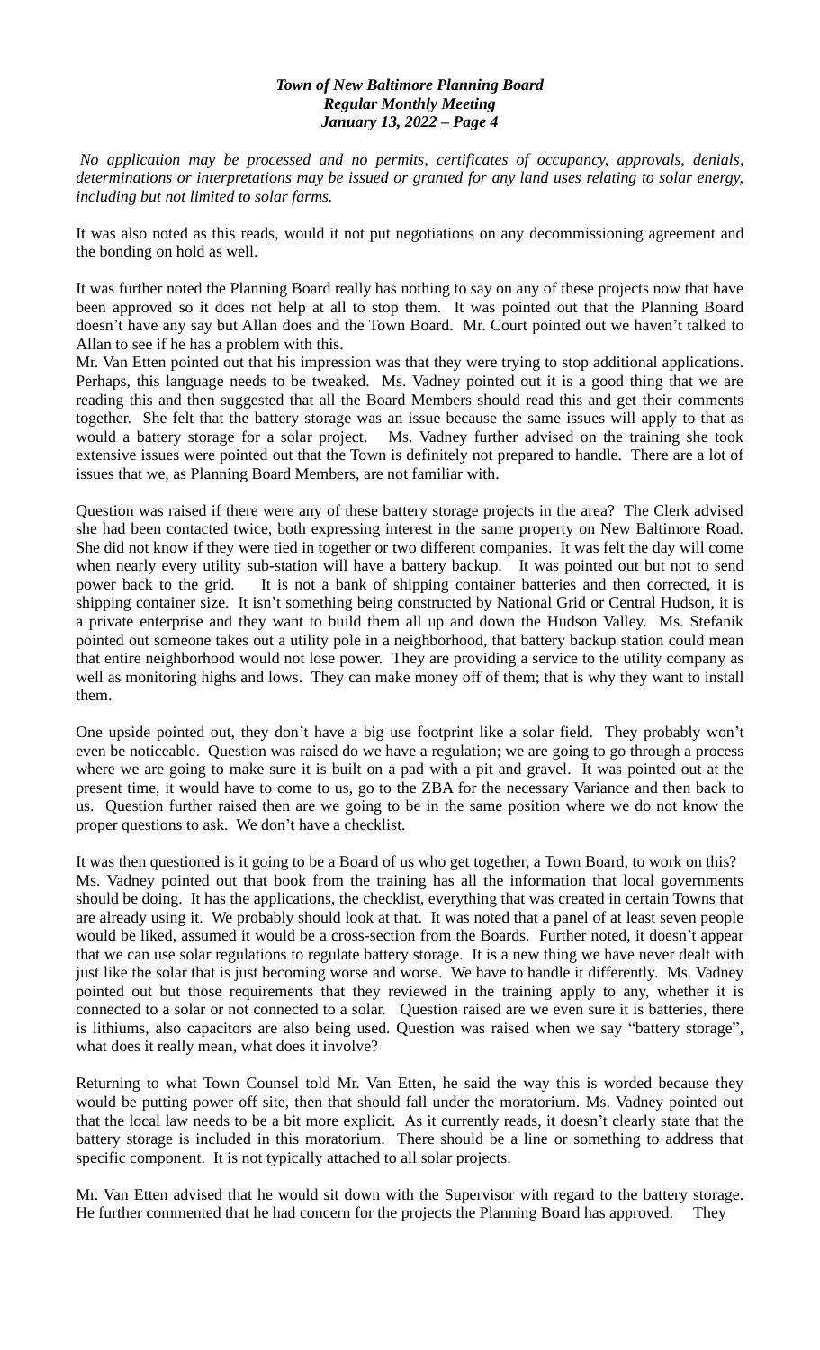*No application may be processed and no permits, certificates of occupancy, approvals, denials, determinations or interpretations may be issued or granted for any land uses relating to solar energy, including but not limited to solar farms.*

It was also noted as this reads, would it not put negotiations on any decommissioning agreement and the bonding on hold as well.

It was further noted the Planning Board really has nothing to say on any of these projects now that have been approved so it does not help at all to stop them. It was pointed out that the Planning Board doesn't have any say but Allan does and the Town Board. Mr. Court pointed out we haven't talked to Allan to see if he has a problem with this.

Mr. Van Etten pointed out that his impression was that they were trying to stop additional applications. Perhaps, this language needs to be tweaked. Ms. Vadney pointed out it is a good thing that we are reading this and then suggested that all the Board Members should read this and get their comments together. She felt that the battery storage was an issue because the same issues will apply to that as would a battery storage for a solar project. Ms. Vadney further advised on the training she took extensive issues were pointed out that the Town is definitely not prepared to handle. There are a lot of issues that we, as Planning Board Members, are not familiar with.

Question was raised if there were any of these battery storage projects in the area? The Clerk advised she had been contacted twice, both expressing interest in the same property on New Baltimore Road. She did not know if they were tied in together or two different companies. It was felt the day will come when nearly every utility sub-station will have a battery backup. It was pointed out but not to send power back to the grid. It is not a bank of shipping container batteries and then corrected, it is shipping container size. It isn't something being constructed by National Grid or Central Hudson, it is a private enterprise and they want to build them all up and down the Hudson Valley. Ms. Stefanik pointed out someone takes out a utility pole in a neighborhood, that battery backup station could mean that entire neighborhood would not lose power. They are providing a service to the utility company as well as monitoring highs and lows. They can make money off of them; that is why they want to install them.

One upside pointed out, they don't have a big use footprint like a solar field. They probably won't even be noticeable. Question was raised do we have a regulation; we are going to go through a process where we are going to make sure it is built on a pad with a pit and gravel. It was pointed out at the present time, it would have to come to us, go to the ZBA for the necessary Variance and then back to us. Question further raised then are we going to be in the same position where we do not know the proper questions to ask. We don't have a checklist.

It was then questioned is it going to be a Board of us who get together, a Town Board, to work on this? Ms. Vadney pointed out that book from the training has all the information that local governments should be doing. It has the applications, the checklist, everything that was created in certain Towns that are already using it. We probably should look at that. It was noted that a panel of at least seven people would be liked, assumed it would be a cross-section from the Boards. Further noted, it doesn't appear that we can use solar regulations to regulate battery storage. It is a new thing we have never dealt with just like the solar that is just becoming worse and worse. We have to handle it differently. Ms. Vadney pointed out but those requirements that they reviewed in the training apply to any, whether it is connected to a solar or not connected to a solar. Question raised are we even sure it is batteries, there is lithiums, also capacitors are also being used. Question was raised when we say "battery storage", what does it really mean, what does it involve?

Returning to what Town Counsel told Mr. Van Etten, he said the way this is worded because they would be putting power off site, then that should fall under the moratorium. Ms. Vadney pointed out that the local law needs to be a bit more explicit. As it currently reads, it doesn't clearly state that the battery storage is included in this moratorium. There should be a line or something to address that specific component. It is not typically attached to all solar projects.

Mr. Van Etten advised that he would sit down with the Supervisor with regard to the battery storage. He further commented that he had concern for the projects the Planning Board has approved. They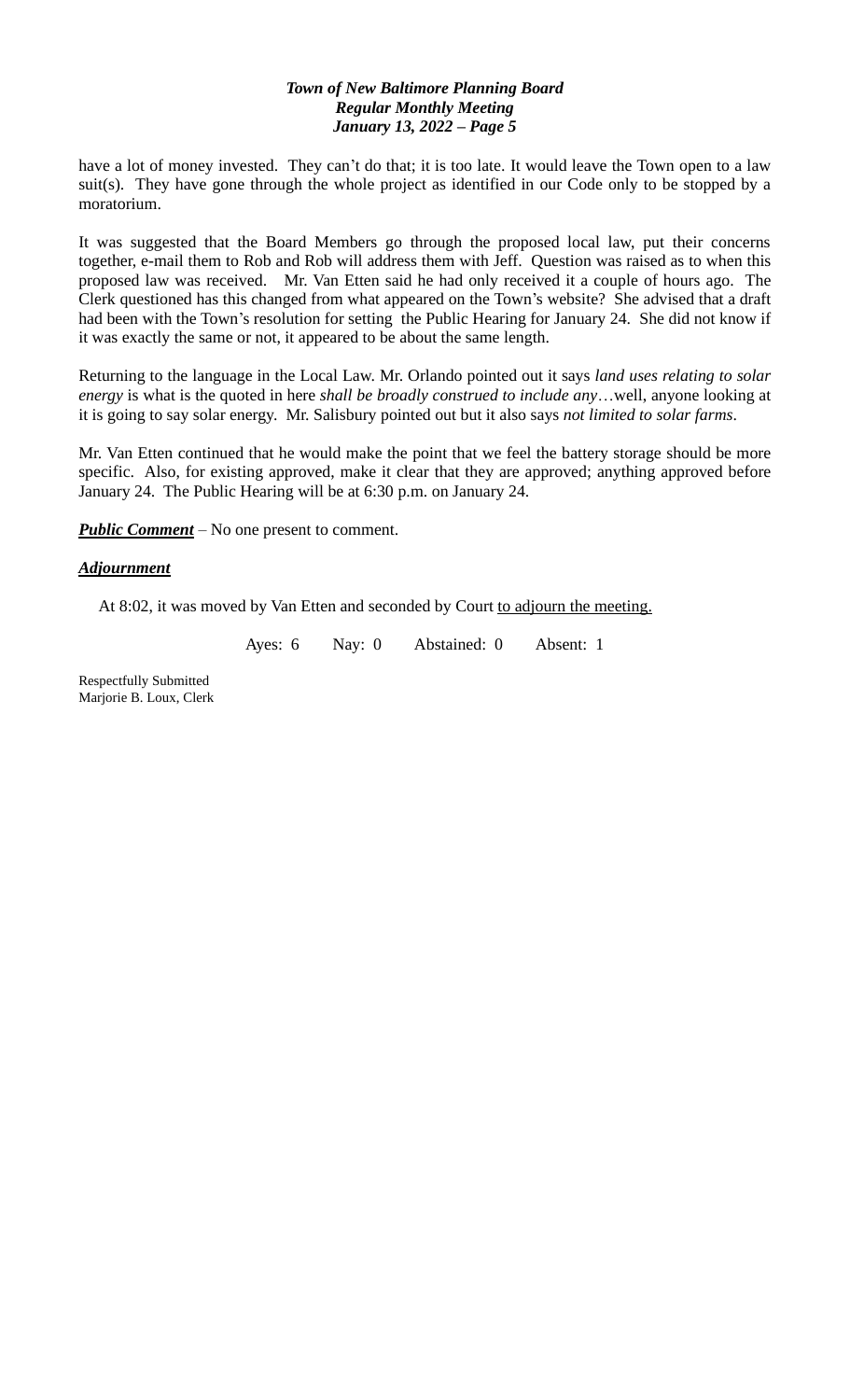have a lot of money invested. They can't do that; it is too late. It would leave the Town open to a law suit(s). They have gone through the whole project as identified in our Code only to be stopped by a moratorium.

It was suggested that the Board Members go through the proposed local law, put their concerns together, e-mail them to Rob and Rob will address them with Jeff. Question was raised as to when this proposed law was received. Mr. Van Etten said he had only received it a couple of hours ago. The Clerk questioned has this changed from what appeared on the Town's website? She advised that a draft had been with the Town's resolution for setting the Public Hearing for January 24. She did not know if it was exactly the same or not, it appeared to be about the same length.

Returning to the language in the Local Law. Mr. Orlando pointed out it says *land uses relating to solar energy* is what is the quoted in here *shall be broadly construed to include any*…well, anyone looking at it is going to say solar energy. Mr. Salisbury pointed out but it also says *not limited to solar farms*.

Mr. Van Etten continued that he would make the point that we feel the battery storage should be more specific. Also, for existing approved, make it clear that they are approved; anything approved before January 24. The Public Hearing will be at 6:30 p.m. on January 24.

***Public Comment*** – No one present to comment.

***Adjournment***

At 8:02, it was moved by Van Etten and seconded by Court to adjourn the meeting.

Ayes: 6 Nay: 0 Abstained: 0 Absent: 1

Respectfully Submitted
Marjorie B. Loux, Clerk